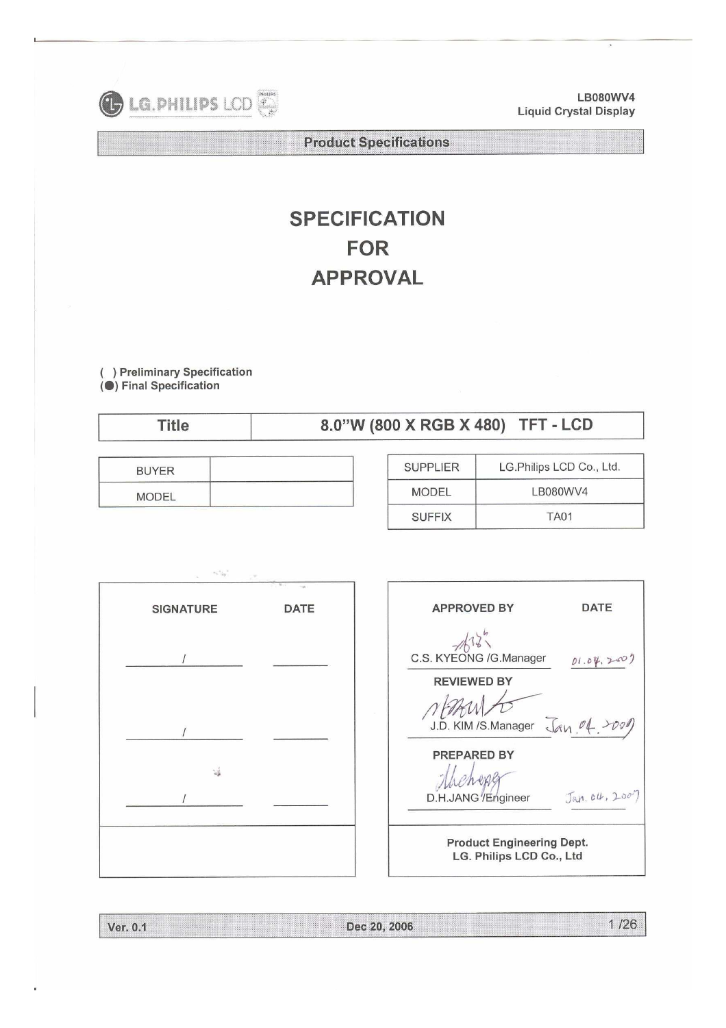LG.PHILIPS LCD

LB080WV4
Liquid Crystal Display

Product Specifications

# SPECIFICATION FOR APPROVAL

( ) Preliminary Specification
(●) Final Specification

| Title | 8.0"W (800 X RGB X 480) TFT - LCD |
|---|---|

| BUYER | |
|---|---|
| MODEL | |

| SUPPLIER | LG.Philips LCD Co., Ltd. |
|---|---|
| MODEL | LB080WV4 |
| SUFFIX | TA01 |

| SIGNATURE | DATE |
|---|---|
| / | |
| / | |
| / | |

| APPROVED BY | DATE |
|---|---|
| C.S. KYEONG /G.Manager | 01.04.2007 |
| **REVIEWED BY** | |
| J.D. KIM /S.Manager | Jan. 04. 2007 |
| **PREPARED BY** | |
| D.H.JANG /Engineer | Jan. 04, 2007 |
| Product Engineering Dept. LG. Philips LCD Co., Ltd | |

Ver. 0.1 Dec 20, 2006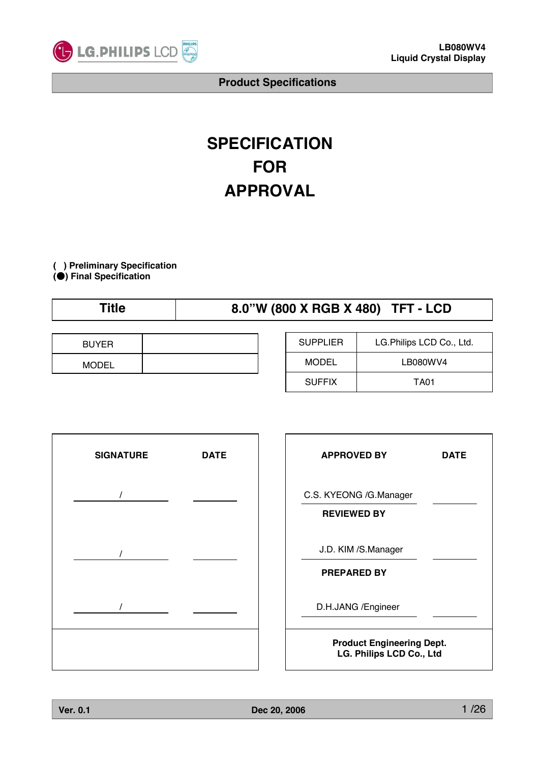# SPECIFICATION FOR APPROVAL

( ) Preliminary Specification
(●) Final Specification

| Title | 8.0"W (800 X RGB X 480) TFT - LCD |
|---|---|

| BUYER | |
|---|---|
| MODEL | |

| SUPPLIER | LG.Philips LCD Co., Ltd. |
|---|---|
| MODEL | LB080WV4 |
| SUFFIX | TA01 |

| SIGNATURE | DATE |
|---|---|
| / | |
| / | |
| / | |

| APPROVED BY | DATE |
|---|---|
| C.S. KYEONG /G.Manager | |
| **REVIEWED BY** | |
| J.D. KIM /S.Manager | |
| **PREPARED BY** | |
| D.H.JANG /Engineer | |
| **Product Engineering Dept. LG. Philips LCD Co., Ltd** | |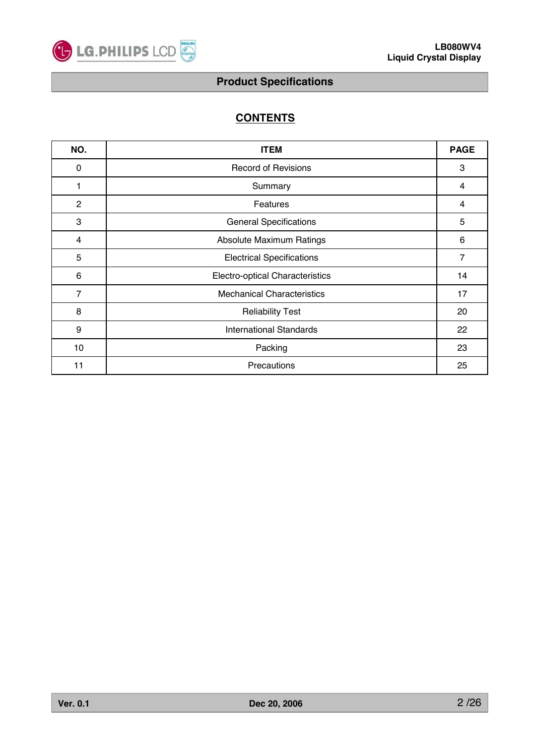# Product Specifications

## CONTENTS

| NO. | ITEM | PAGE |
|---|---|---|
| 0 | Record of Revisions | 3 |
| 1 | Summary | 4 |
| 2 | Features | 4 |
| 3 | General Specifications | 5 |
| 4 | Absolute Maximum Ratings | 6 |
| 5 | Electrical Specifications | 7 |
| 6 | Electro-optical Characteristics | 14 |
| 7 | Mechanical Characteristics | 17 |
| 8 | Reliability Test | 20 |
| 9 | International Standards | 22 |
| 10 | Packing | 23 |
| 11 | Precautions | 25 |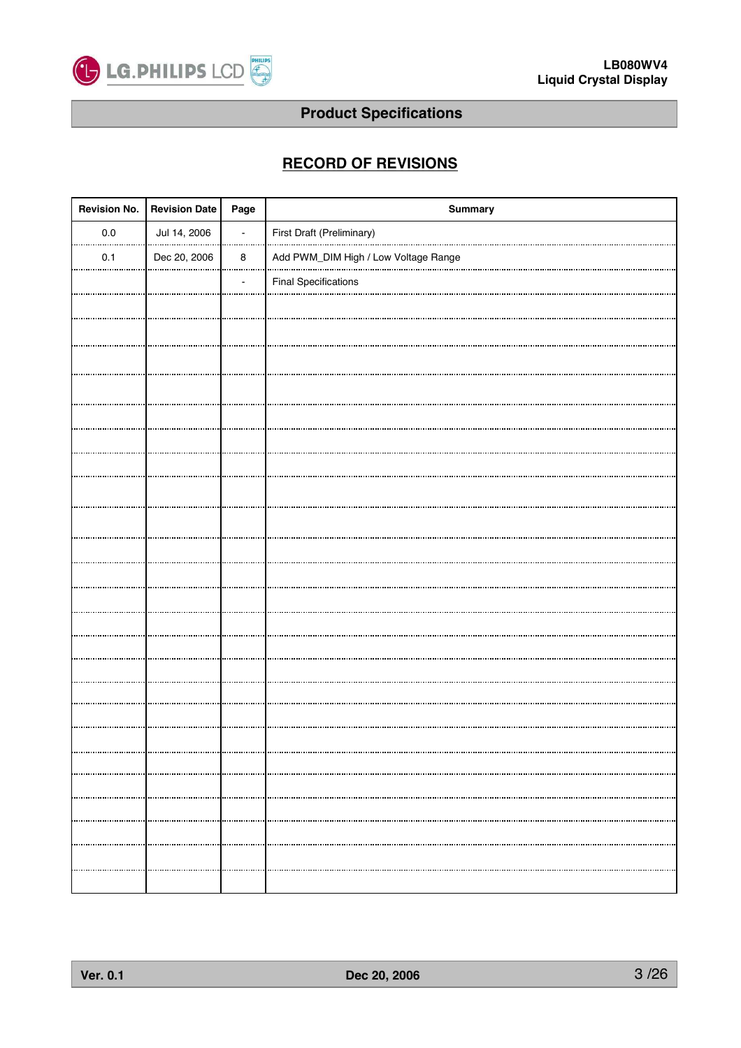# Product Specifications

## RECORD OF REVISIONS

| Revision No. | Revision Date | Page | Summary |
|---|---|---|---|
| 0.0 | Jul 14, 2006 | - | First Draft (Preliminary) |
| 0.1 | Dec 20, 2006 | 8 | Add PWM_DIM High / Low Voltage Range |
| | | - | Final Specifications |
| | | | |
| | | | |
| | | | |
| | | | |
| | | | |
| | | | |
| | | | |
| | | | |
| | | | |
| | | | |
| | | | |
| | | | |
| | | | |
| | | | |
| | | | |
| | | | |
| | | | |
| | | | |
| | | | |
| | | | |
| | | | |
| | | | |
| | | | |
| | | | |
| | | | |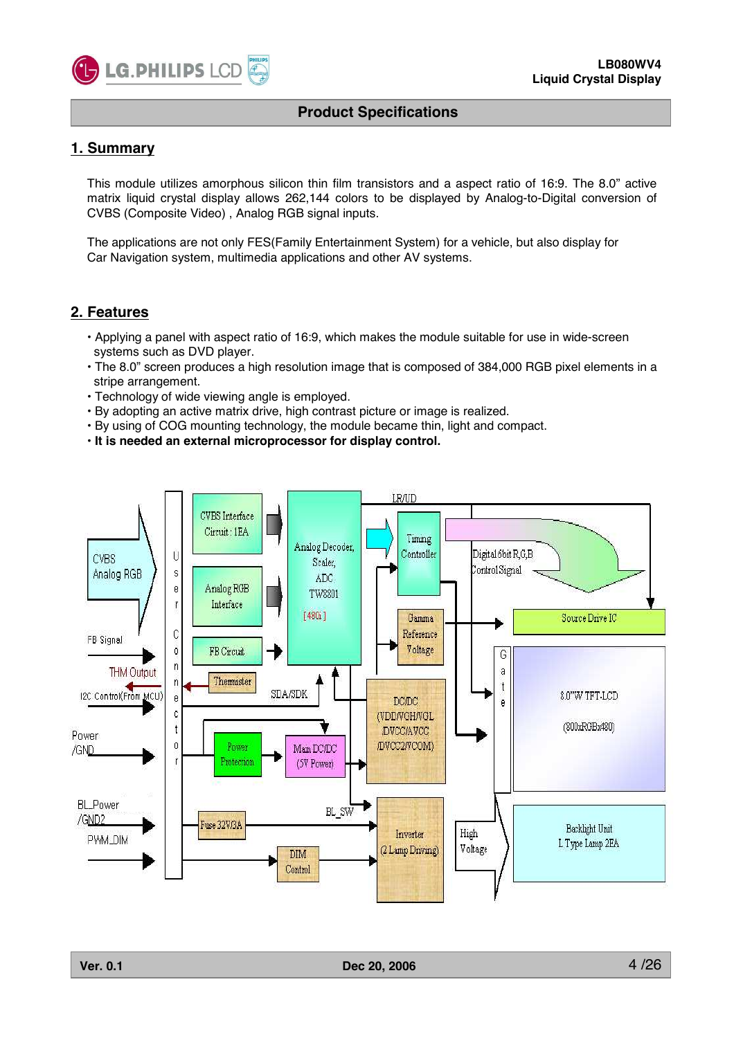## Product Specifications

## 1. Summary

This module utilizes amorphous silicon thin film transistors and a aspect ratio of 16:9. The 8.0" active matrix liquid crystal display allows 262,144 colors to be displayed by Analog-to-Digital conversion of CVBS (Composite Video) , Analog RGB signal inputs.

The applications are not only FES(Family Entertainment System) for a vehicle, but also display for Car Navigation system, multimedia applications and other AV systems.

## 2. Features

- Applying a panel with aspect ratio of 16:9, which makes the module suitable for use in wide-screen systems such as DVD player.
- The 8.0" screen produces a high resolution image that is composed of 384,000 RGB pixel elements in a stripe arrangement.
- Technology of wide viewing angle is employed.
- By adopting an active matrix drive, high contrast picture or image is realized.
- By using of COG mounting technology, the module became thin, light and compact.
- **It is needed an external microprocessor for display control.**

CVBS Analog RGB | FB Signal | THM Output | I2C Control(From MCU) | Power /GND | BL_Power /GND2 | PWM_DIM | User Connector | CVBS Interface Circuit : 1EA | Analog RGB Interface | FB Circuit | Thermister | Power Protection | Main DC/DC (5V Power) | Fuse 32V/3A | DIM Control | Analog Decoder, Scaler, ADC TW8801 [48Ω] | SDA/SDK | LR/UD | Timing Controller | Gamma Reference Voltage | DC/DC (VDD/VGH/VGL /DVCC/AVCC /DVCC2/VCOM) | BL_SW | Inverter (2 Lamp Driving) | High Voltage | Digital 6bit R,G,B Control Signal | Source Drive IC | Gate | 8.0"W TFT-LCD (800xRGBx480) | Backlight Unit L Type Lamp 2EA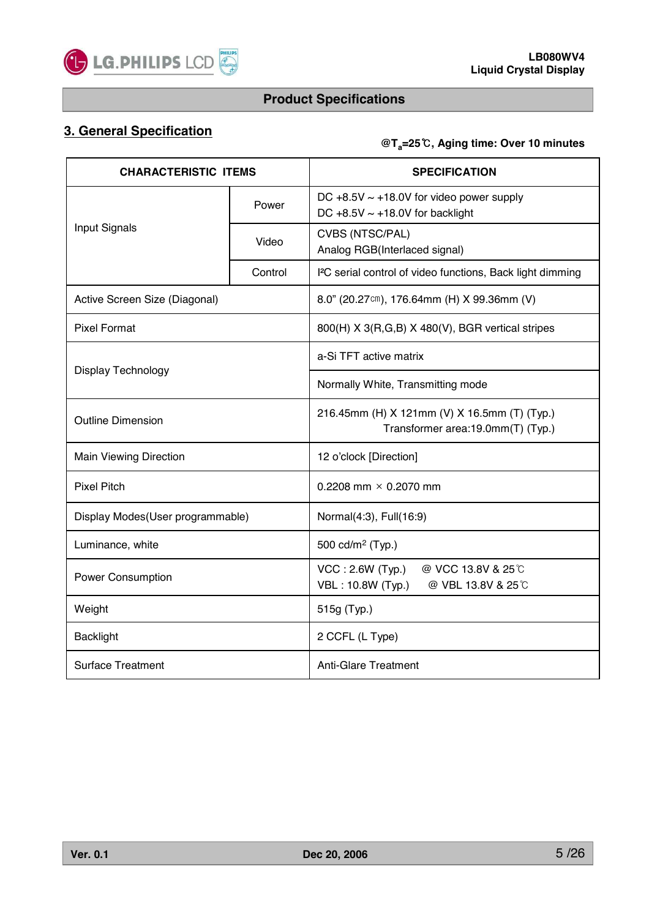## 3. General Specification

**@$T_a$=25℃, Aging time: Over 10 minutes**

| CHARACTERISTIC ITEMS | | SPECIFICATION |
|---|---|---|
| Input Signals | Power | DC +8.5V ~ +18.0V for video power supply<br>DC +8.5V ~ +18.0V for backlight |
| | Video | CVBS (NTSC/PAL)<br>Analog RGB(Interlaced signal) |
| | Control | I²C serial control of video functions, Back light dimming |
| Active Screen Size (Diagonal) | | 8.0" (20.27㎝), 176.64mm (H) X 99.36mm (V) |
| Pixel Format | | 800(H) X 3(R,G,B) X 480(V), BGR vertical stripes |
| Display Technology | | a-Si TFT active matrix |
| | | Normally White, Transmitting mode |
| Outline Dimension | | 216.45mm (H) X 121mm (V) X 16.5mm (T) (Typ.)<br>Transformer area:19.0mm(T) (Typ.) |
| Main Viewing Direction | | 12 o'clock [Direction] |
| Pixel Pitch | | 0.2208 mm × 0.2070 mm |
| Display Modes(User programmable) | | Normal(4:3), Full(16:9) |
| Luminance, white | | 500 cd/m² (Typ.) |
| Power Consumption | | VCC : 2.6W (Typ.) @ VCC 13.8V & 25℃<br>VBL : 10.8W (Typ.) @ VBL 13.8V & 25℃ |
| Weight | | 515g (Typ.) |
| Backlight | | 2 CCFL (L Type) |
| Surface Treatment | | Anti-Glare Treatment |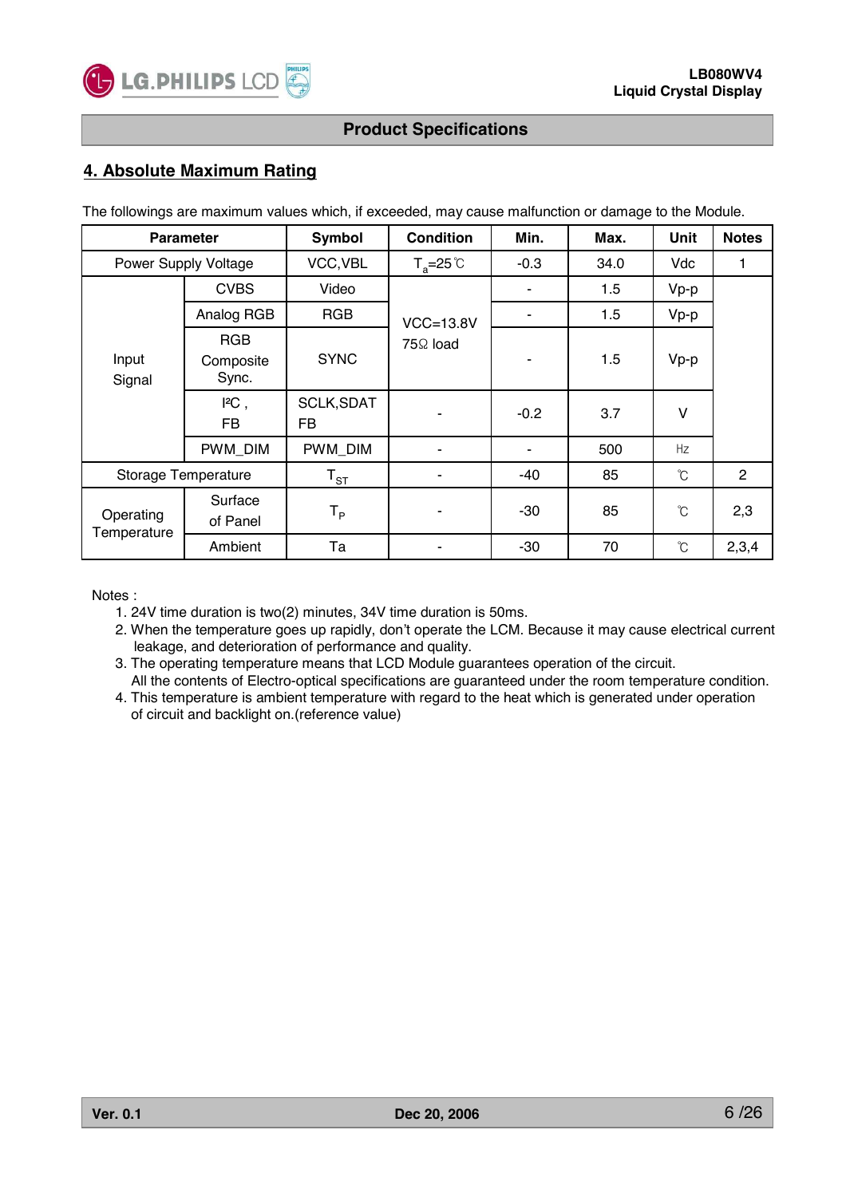## 4. Absolute Maximum Rating

The followings are maximum values which, if exceeded, may cause malfunction or damage to the Module.

| Parameter | | Symbol | Condition | Min. | Max. | Unit | Notes |
|---|---|---|---|---|---|---|---|
| Power Supply Voltage | | VCC,VBL | $T_a$=25℃ | -0.3 | 34.0 | Vdc | 1 |
| Input Signal | CVBS | Video | VCC=13.8V 75Ω load | - | 1.5 | Vp-p | |
| | Analog RGB | RGB | | - | 1.5 | Vp-p | |
| | RGB Composite Sync. | SYNC | | - | 1.5 | Vp-p | |
| | I²C , FB | SCLK,SDAT FB | - | -0.2 | 3.7 | V | |
| | PWM_DIM | PWM_DIM | - | - | 500 | Hz | |
| Storage Temperature | | $T_{ST}$ | - | -40 | 85 | ℃ | 2 |
| Operating Temperature | Surface of Panel | $T_P$ | - | -30 | 85 | ℃ | 2,3 |
| | Ambient | Ta | - | -30 | 70 | ℃ | 2,3,4 |

Notes :

1. 24V time duration is two(2) minutes, 34V time duration is 50ms.
2. When the temperature goes up rapidly, don't operate the LCM. Because it may cause electrical current leakage, and deterioration of performance and quality.
3. The operating temperature means that LCD Module guarantees operation of the circuit. All the contents of Electro-optical specifications are guaranteed under the room temperature condition.
4. This temperature is ambient temperature with regard to the heat which is generated under operation of circuit and backlight on.(reference value)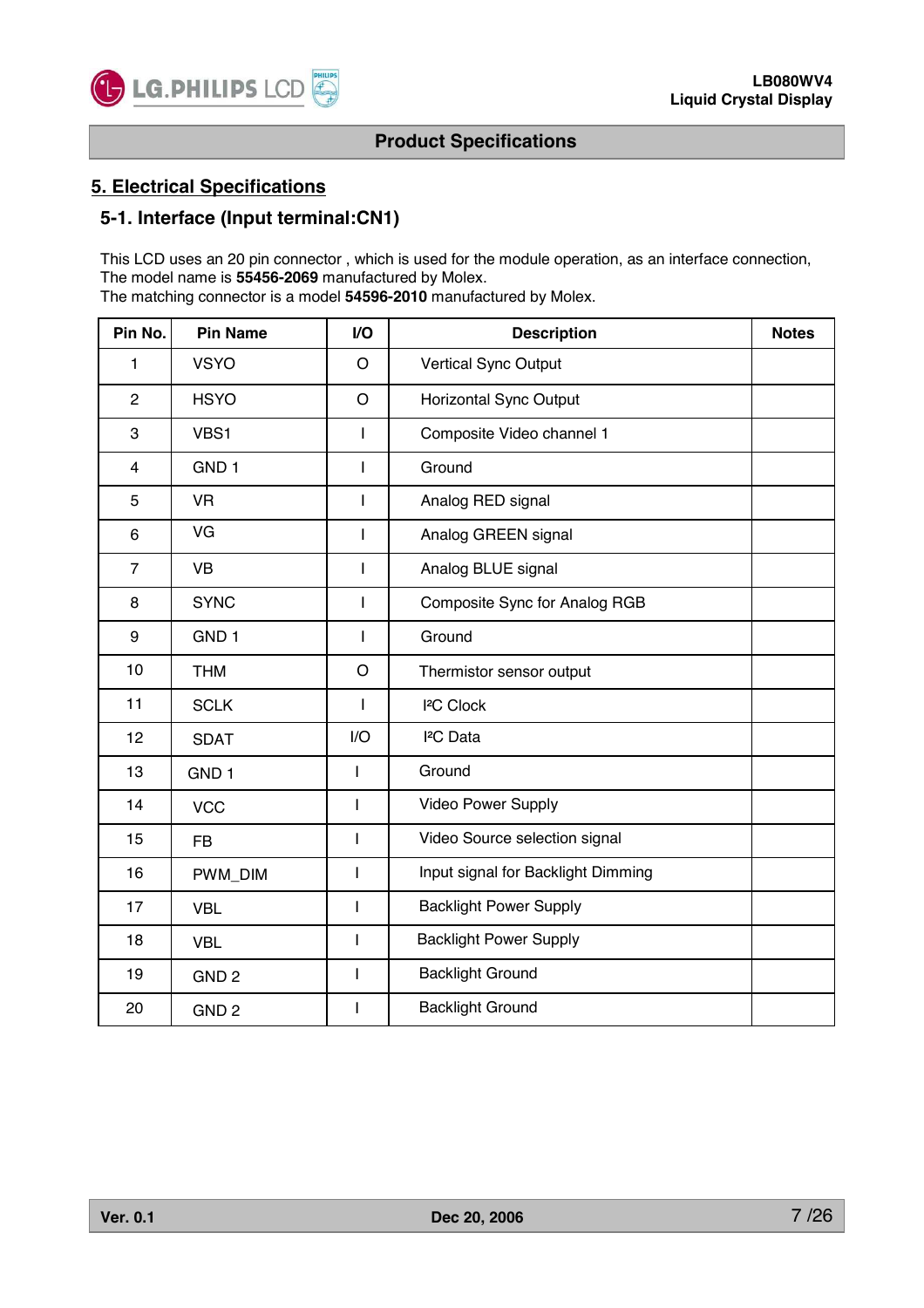## 5. Electrical Specifications

### 5-1. Interface (Input terminal:CN1)

This LCD uses an 20 pin connector , which is used for the module operation, as an interface connection,
The model name is **55456-2069** manufactured by Molex.
The matching connector is a model **54596-2010** manufactured by Molex.

| Pin No. | Pin Name | I/O | Description | Notes |
|---|---|---|---|---|
| 1 | VSYO | O | Vertical Sync Output | |
| 2 | HSYO | O | Horizontal Sync Output | |
| 3 | VBS1 | I | Composite Video channel 1 | |
| 4 | GND 1 | I | Ground | |
| 5 | VR | I | Analog RED signal | |
| 6 | VG | I | Analog GREEN signal | |
| 7 | VB | I | Analog BLUE signal | |
| 8 | SYNC | I | Composite Sync for Analog RGB | |
| 9 | GND 1 | I | Ground | |
| 10 | THM | O | Thermistor sensor output | |
| 11 | SCLK | I | I²C Clock | |
| 12 | SDAT | I/O | I²C Data | |
| 13 | GND 1 | I | Ground | |
| 14 | VCC | I | Video Power Supply | |
| 15 | FB | I | Video Source selection signal | |
| 16 | PWM_DIM | I | Input signal for Backlight Dimming | |
| 17 | VBL | I | Backlight Power Supply | |
| 18 | VBL | I | Backlight Power Supply | |
| 19 | GND 2 | I | Backlight Ground | |
| 20 | GND 2 | I | Backlight Ground | |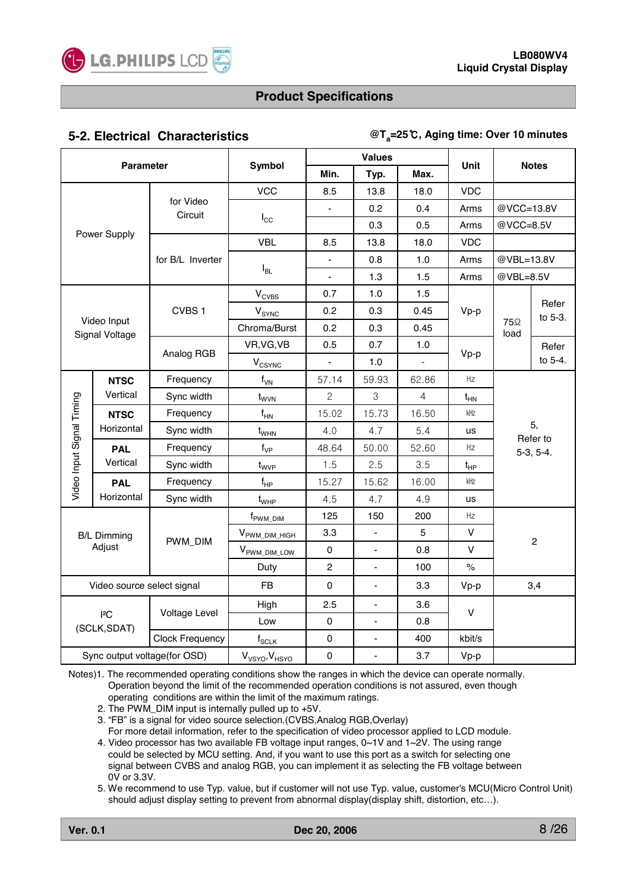## 5-2. Electrical Characteristics

@$T_a$=25℃, Aging time: Over 10 minutes

| Parameter | | Symbol | Values | | | Unit | Notes | |
|---|---|---|---|---|---|---|---|---|
| | | | Min. | Typ. | Max. | | | |
| Power Supply | for Video Circuit | VCC | 8.5 | 13.8 | 18.0 | VDC | | |
| | | $I_{CC}$ | - | 0.2 | 0.4 | Arms | @VCC=13.8V | |
| | | | | 0.3 | 0.5 | Arms | @VCC=8.5V | |
| | for B/L Inverter | VBL | 8.5 | 13.8 | 18.0 | VDC | | |
| | | $I_{BL}$ | - | 0.8 | 1.0 | Arms | @VBL=13.8V | |
| | | | - | 1.3 | 1.5 | Arms | @VBL=8.5V | |
| Video Input Signal Voltage | CVBS 1 | $V_{CVBS}$ | 0.7 | 1.0 | 1.5 | Vp-p | 75Ω load | Refer to 5-3. |
| | | $V_{SYNC}$ | 0.2 | 0.3 | 0.45 | | | |
| | | Chroma/Burst | 0.2 | 0.3 | 0.45 | | | |
| | Analog RGB | VR,VG,VB | 0.5 | 0.7 | 1.0 | Vp-p | | Refer to 5-4. |
| | | $V_{CSYNC}$ | - | 1.0 | - | | | |
| Video Input Signal Timing: NTSC Vertical | Frequency | $f_{VN}$ | 57.14 | 59.93 | 62.86 | Hz | 5, Refer to 5-3, 5-4. | |
| | Sync width | $t_{WVN}$ | 2 | 3 | 4 | $t_{HN}$ | | |
| NTSC Horizontal | Frequency | $f_{HN}$ | 15.02 | 15.73 | 16.50 | kHz | | |
| | Sync width | $t_{WHN}$ | 4.0 | 4.7 | 5.4 | us | | |
| PAL Vertical | Frequency | $f_{VP}$ | 48.64 | 50.00 | 52.60 | Hz | | |
| | Sync width | $t_{WVP}$ | 1.5 | 2.5 | 3.5 | $t_{HP}$ | | |
| PAL Horizontal | Frequency | $f_{HP}$ | 15.27 | 15.62 | 16.00 | kHz | | |
| | Sync width | $t_{WHP}$ | 4.5 | 4.7 | 4.9 | us | | |
| B/L Dimming Adjust | PWM_DIM | $f_{PWM\_DIM}$ | 125 | 150 | 200 | Hz | 2 | |
| | | $V_{PWM\_DIM\_HIGH}$ | 3.3 | - | 5 | V | | |
| | | $V_{PWM\_DIM\_LOW}$ | 0 | - | 0.8 | V | | |
| | | Duty | 2 | - | 100 | % | | |
| Video source select signal | | FB | 0 | - | 3.3 | Vp-p | 3,4 | |
| I²C (SCLK,SDAT) | Voltage Level | High | 2.5 | - | 3.6 | V | | |
| | | Low | 0 | - | 0.8 | | | |
| | Clock Frequency | $f_{SCLK}$ | 0 | - | 400 | kbit/s | | |
| Sync output voltage(for OSD) | | $V_{VSYO}$,$V_{HSYO}$ | 0 | - | 3.7 | Vp-p | | |

Notes)1. The recommended operating conditions show the ranges in which the device can operate normally. Operation beyond the limit of the recommended operation conditions is not assured, even though operating conditions are within the limit of the maximum ratings.

2. The PWM_DIM input is internally pulled up to +5V.
3. "FB" is a signal for video source selection.(CVBS,Analog RGB,Overlay) For more detail information, refer to the specification of video processor applied to LCD module.
4. Video processor has two available FB voltage input ranges, 0~1V and 1~2V. The using range could be selected by MCU setting. And, if you want to use this port as a switch for selecting one signal between CVBS and analog RGB, you can implement it as selecting the FB voltage between 0V or 3.3V.
5. We recommend to use Typ. value, but if customer will not use Typ. value, customer's MCU(Micro Control Unit) should adjust display setting to prevent from abnormal display(display shift, distortion, etc…).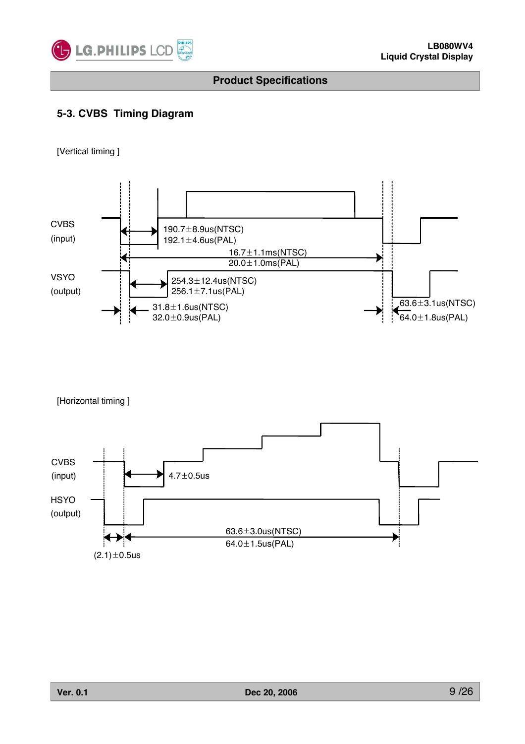## 5-3. CVBS Timing Diagram

[Vertical timing ]

CVBS (input)

VSYO (output)

190.7±8.9us(NTSC)
192.1±4.6us(PAL)

16.7±1.1ms(NTSC)
20.0±1.0ms(PAL)

254.3±12.4us(NTSC)
256.1±7.1us(PAL)

31.8±1.6us(NTSC)
32.0±0.9us(PAL)

63.6±3.1us(NTSC)
64.0±1.8us(PAL)

[Horizontal timing ]

CVBS (input)

HSYO (output)

4.7±0.5us

63.6±3.0us(NTSC)
64.0±1.5us(PAL)

(2.1)±0.5us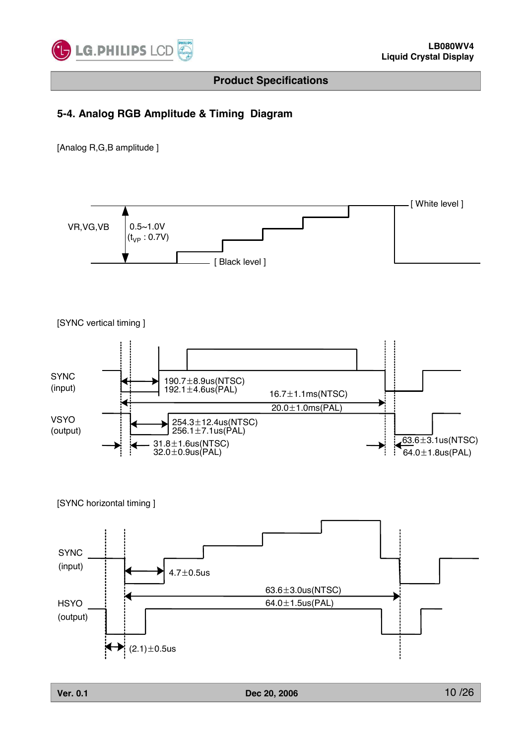## 5-4. Analog RGB Amplitude & Timing Diagram

[Analog R,G,B amplitude ]

VR,VG,VB

0.5~1.0V
($t_{VP}$ : 0.7V)

[ White level ]

[ Black level ]

[SYNC vertical timing ]

SYNC
(input)

190.7±8.9us(NTSC)
192.1±4.6us(PAL)

16.7±1.1ms(NTSC)
20.0±1.0ms(PAL)

VSYO
(output)

254.3±12.4us(NTSC)
256.1±7.1us(PAL)

31.8±1.6us(NTSC)
32.0±0.9us(PAL)

63.6±3.1us(NTSC)
64.0±1.8us(PAL)

[SYNC horizontal timing ]

SYNC
(input)

4.7±0.5us

63.6±3.0us(NTSC)
64.0±1.5us(PAL)

HSYO
(output)

(2.1)±0.5us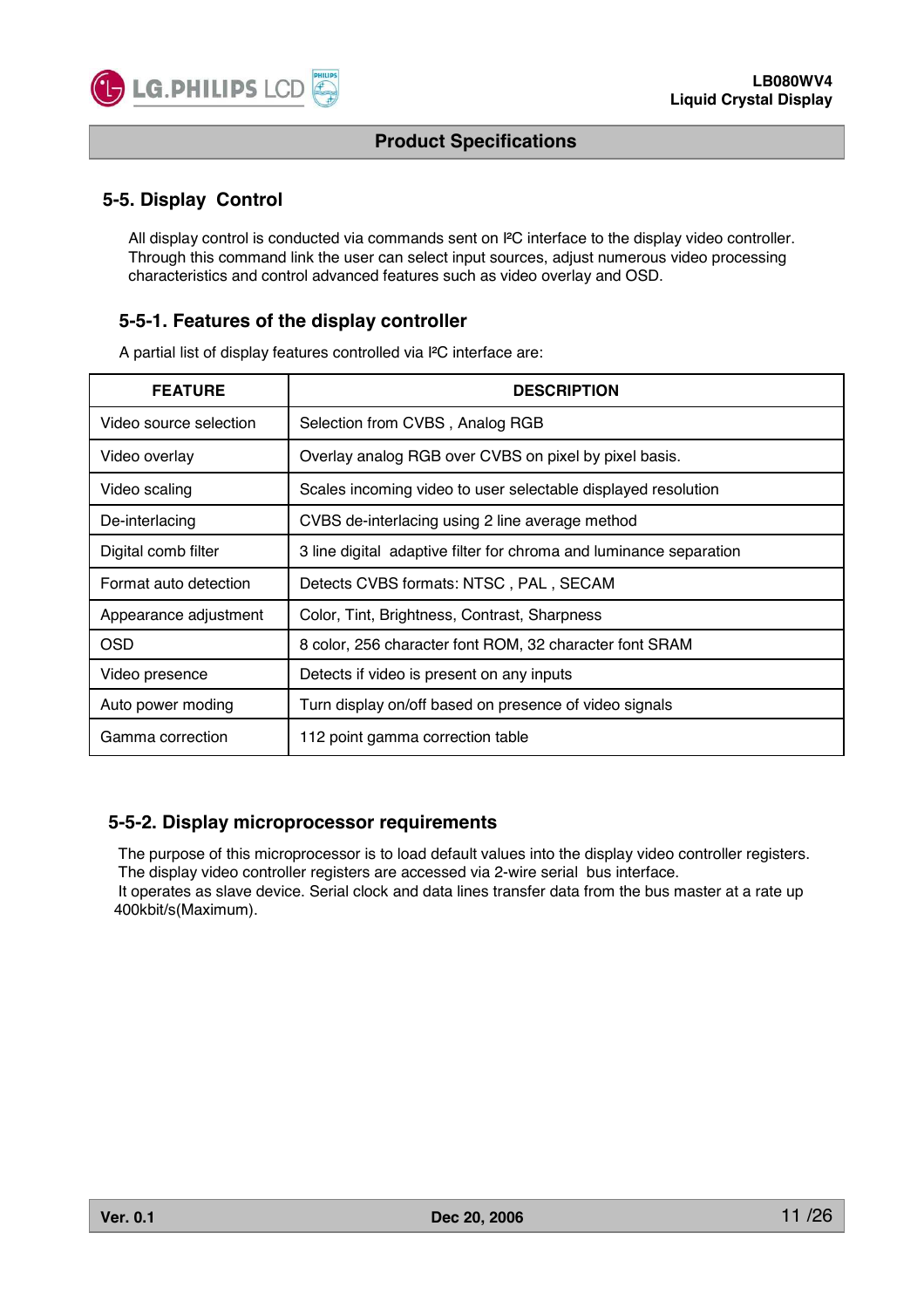## 5-5. Display Control

All display control is conducted via commands sent on I²C interface to the display video controller. Through this command link the user can select input sources, adjust numerous video processing characteristics and control advanced features such as video overlay and OSD.

### 5-5-1. Features of the display controller

A partial list of display features controlled via I²C interface are:

| FEATURE | DESCRIPTION |
|---|---|
| Video source selection | Selection from CVBS , Analog RGB |
| Video overlay | Overlay analog RGB over CVBS on pixel by pixel basis. |
| Video scaling | Scales incoming video to user selectable displayed resolution |
| De-interlacing | CVBS de-interlacing using 2 line average method |
| Digital comb filter | 3 line digital adaptive filter for chroma and luminance separation |
| Format auto detection | Detects CVBS formats: NTSC , PAL , SECAM |
| Appearance adjustment | Color, Tint, Brightness, Contrast, Sharpness |
| OSD | 8 color, 256 character font ROM, 32 character font SRAM |
| Video presence | Detects if video is present on any inputs |
| Auto power moding | Turn display on/off based on presence of video signals |
| Gamma correction | 112 point gamma correction table |

### 5-5-2. Display microprocessor requirements

The purpose of this microprocessor is to load default values into the display video controller registers. The display video controller registers are accessed via 2-wire serial bus interface.
It operates as slave device. Serial clock and data lines transfer data from the bus master at a rate up 400kbit/s(Maximum).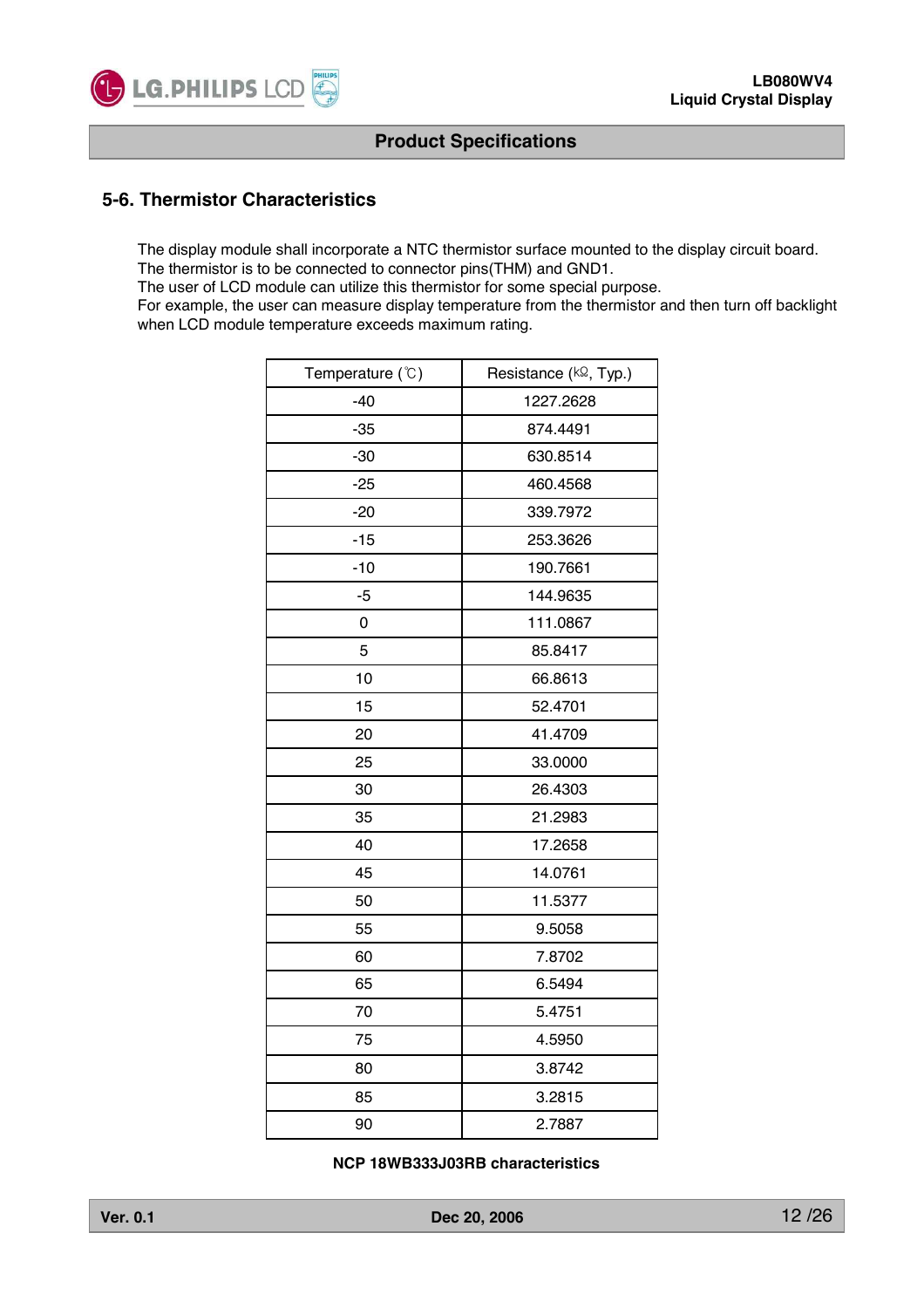## 5-6. Thermistor Characteristics

The display module shall incorporate a NTC thermistor surface mounted to the display circuit board.
The thermistor is to be connected to connector pins(THM) and GND1.
The user of LCD module can utilize this thermistor for some special purpose.
For example, the user can measure display temperature from the thermistor and then turn off backlight when LCD module temperature exceeds maximum rating.

| Temperature (℃) | Resistance (kΩ, Typ.) |
|---|---|
| -40 | 1227.2628 |
| -35 | 874.4491 |
| -30 | 630.8514 |
| -25 | 460.4568 |
| -20 | 339.7972 |
| -15 | 253.3626 |
| -10 | 190.7661 |
| -5 | 144.9635 |
| 0 | 111.0867 |
| 5 | 85.8417 |
| 10 | 66.8613 |
| 15 | 52.4701 |
| 20 | 41.4709 |
| 25 | 33.0000 |
| 30 | 26.4303 |
| 35 | 21.2983 |
| 40 | 17.2658 |
| 45 | 14.0761 |
| 50 | 11.5377 |
| 55 | 9.5058 |
| 60 | 7.8702 |
| 65 | 6.5494 |
| 70 | 5.4751 |
| 75 | 4.5950 |
| 80 | 3.8742 |
| 85 | 3.2815 |
| 90 | 2.7887 |

**NCP 18WB333J03RB characteristics**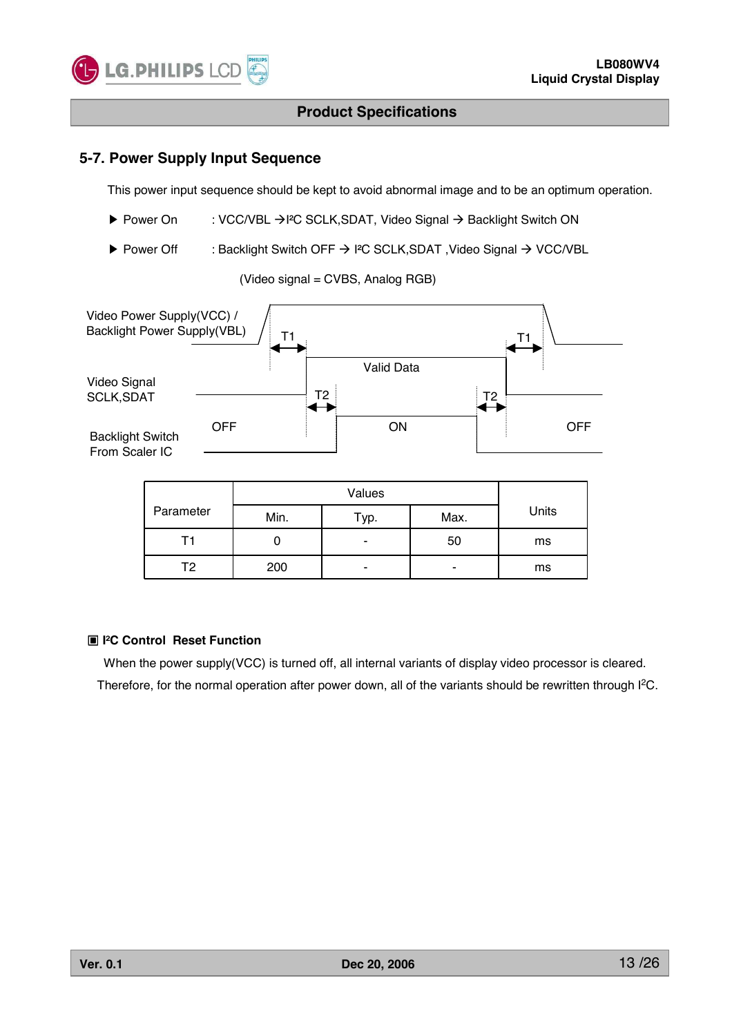## 5-7. Power Supply Input Sequence

This power input sequence should be kept to avoid abnormal image and to be an optimum operation.

- ▶ Power On : VCC/VBL → I²C SCLK,SDAT, Video Signal → Backlight Switch ON
- ▶ Power Off : Backlight Switch OFF → I²C SCLK,SDAT ,Video Signal → VCC/VBL

(Video signal = CVBS, Analog RGB)

Video Power Supply(VCC) / Backlight Power Supply(VBL)

T1 T1

Video Signal SCLK,SDAT

Valid Data

T2 T2

Backlight Switch From Scaler IC

OFF ON OFF

| Parameter | Values | | | Units |
|---|---|---|---|---|
| | Min. | Typ. | Max. | |
| T1 | 0 | - | 50 | ms |
| T2 | 200 | - | - | ms |

**▣ I²C Control Reset Function**

When the power supply(VCC) is turned off, all internal variants of display video processor is cleared.
Therefore, for the normal operation after power down, all of the variants should be rewritten through I²C.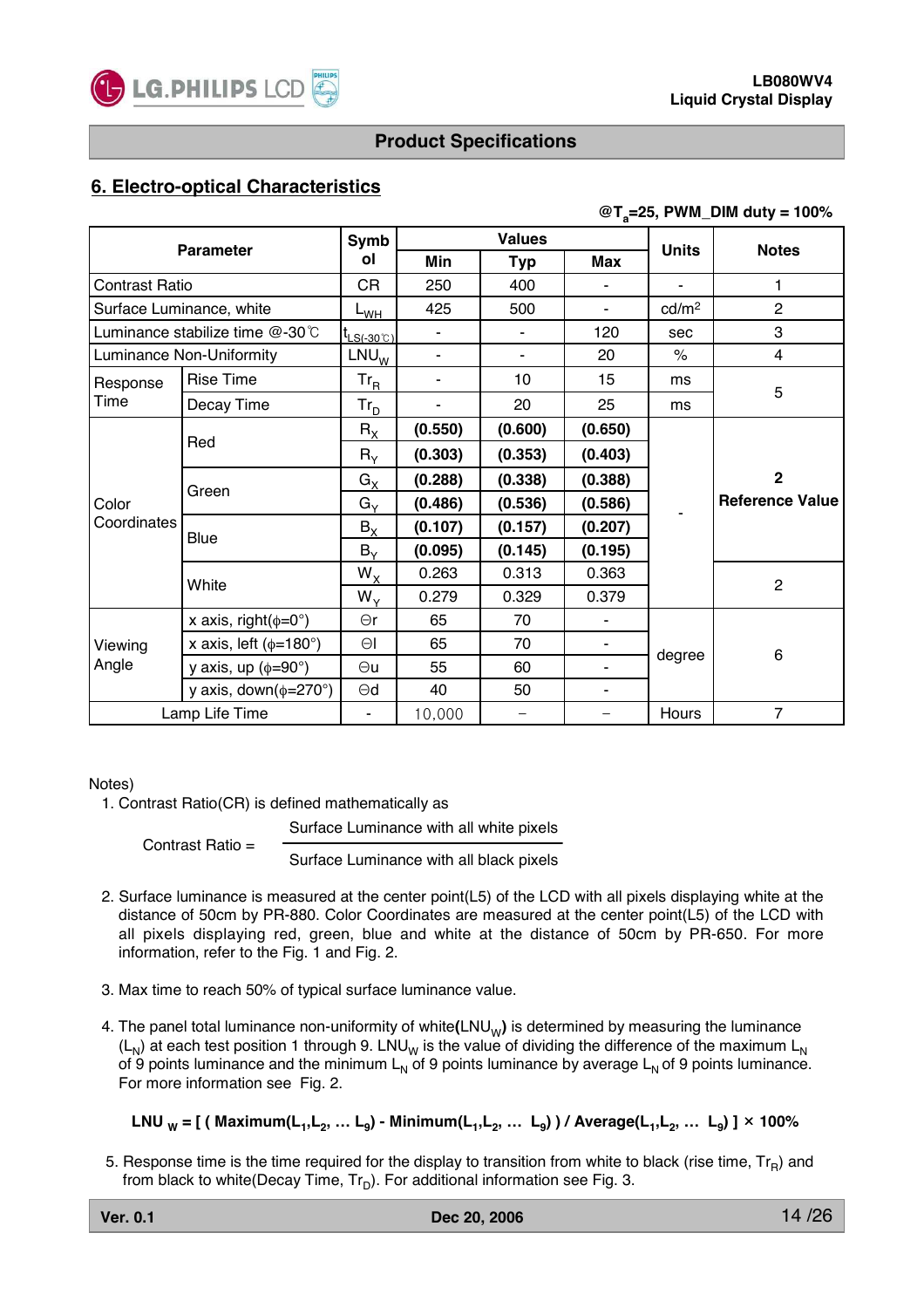## Product Specifications

## 6. Electro-optical Characteristics

**@$T_a$=25, PWM_DIM duty = 100%**

| Parameter | | Symbol | Values | | | Units | Notes |
|---|---|---|---|---|---|---|---|
| | | | Min | Typ | Max | | |
| Contrast Ratio | | CR | 250 | 400 | - | - | 1 |
| Surface Luminance, white | | $L_{WH}$ | 425 | 500 | - | cd/m² | 2 |
| Luminance stabilize time @-30℃ | | $t_{LS(-30℃)}$ | - | - | 120 | sec | 3 |
| Luminance Non-Uniformity | | $LNU_W$ | - | - | 20 | % | 4 |
| Response Time | Rise Time | $Tr_R$ | - | 10 | 15 | ms | 5 |
| | Decay Time | $Tr_D$ | - | 20 | 25 | ms | |
| Color Coordinates | Red | $R_X$ | **(0.550)** | **(0.600)** | **(0.650)** | - | **2 Reference Value** |
| | | $R_Y$ | **(0.303)** | **(0.353)** | **(0.403)** | | |
| | Green | $G_X$ | **(0.288)** | **(0.338)** | **(0.388)** | | |
| | | $G_Y$ | **(0.486)** | **(0.536)** | **(0.586)** | | |
| | Blue | $B_X$ | **(0.107)** | **(0.157)** | **(0.207)** | | |
| | | $B_Y$ | **(0.095)** | **(0.145)** | **(0.195)** | | |
| | White | $W_X$ | 0.263 | 0.313 | 0.363 | | 2 |
| | | $W_Y$ | 0.279 | 0.329 | 0.379 | | |
| Viewing Angle | x axis, right(ϕ=0°) | Θr | 65 | 70 | - | degree | 6 |
| | x axis, left (ϕ=180°) | Θl | 65 | 70 | - | | |
| | y axis, up (ϕ=90°) | Θu | 55 | 60 | - | | |
| | y axis, down(ϕ=270°) | Θd | 40 | 50 | - | | |
| Lamp Life Time | | - | 10,000 | – | – | Hours | 7 |

Notes)

1. Contrast Ratio(CR) is defined mathematically as

$$\text{Contrast Ratio} = \frac{\text{Surface Luminance with all white pixels}}{\text{Surface Luminance with all black pixels}}$$

2. Surface luminance is measured at the center point(L5) of the LCD with all pixels displaying white at the distance of 50cm by PR-880. Color Coordinates are measured at the center point(L5) of the LCD with all pixels displaying red, green, blue and white at the distance of 50cm by PR-650. For more information, refer to the Fig. 1 and Fig. 2.

3. Max time to reach 50% of typical surface luminance value.

4. The panel total luminance non-uniformity of white**(**$LNU_W$**)** is determined by measuring the luminance ($L_N$) at each test position 1 through 9. $LNU_W$ is the value of dividing the difference of the maximum $L_N$ of 9 points luminance and the minimum $L_N$ of 9 points luminance by average $L_N$ of 9 points luminance. For more information see Fig. 2.

$$LNU_W = [ ( \text{Maximum}(L_1,L_2, \dots L_9) - \text{Minimum}(L_1,L_2, \dots L_9) ) / \text{Average}(L_1,L_2, \dots L_9) ] \times 100\%$$

5. Response time is the time required for the display to transition from white to black (rise time, $Tr_R$) and from black to white(Decay Time, $Tr_D$). For additional information see Fig. 3.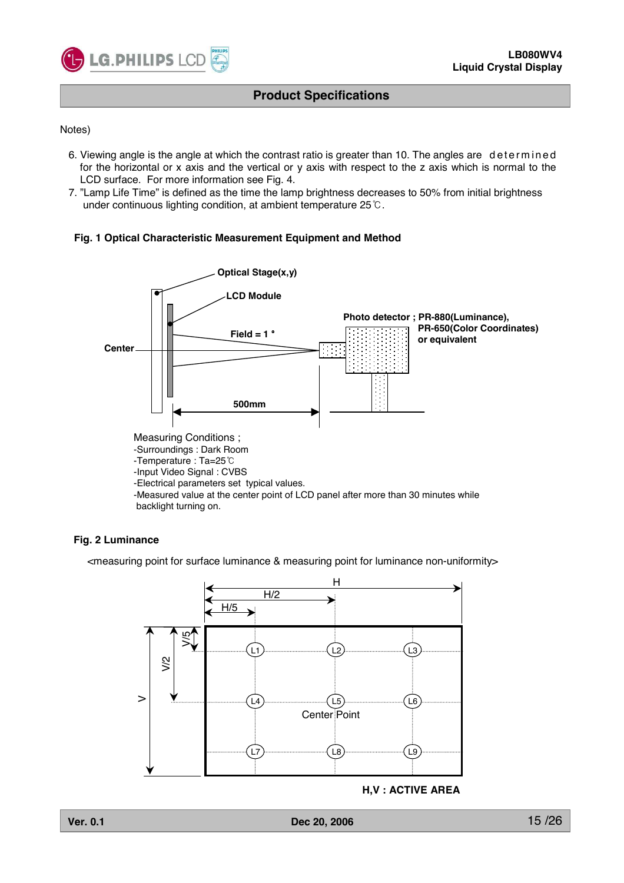## Product Specifications

Notes)

6. Viewing angle is the angle at which the contrast ratio is greater than 10. The angles are determined for the horizontal or x axis and the vertical or y axis with respect to the z axis which is normal to the LCD surface. For more information see Fig. 4.
7. "Lamp Life Time" is defined as the time the lamp brightness decreases to 50% from initial brightness under continuous lighting condition, at ambient temperature 25℃.

**Fig. 1 Optical Characteristic Measurement Equipment and Method**

Optical Stage(x,y)

LCD Module

Photo detector ; PR-880(Luminance), PR-650(Color Coordinates) or equivalent

Field = 1 °

Center

500mm

Measuring Conditions ;
- -Surroundings : Dark Room
- -Temperature : Ta=25℃
- -Input Video Signal : CVBS
- -Electrical parameters set typical values.
- -Measured value at the center point of LCD panel after more than 30 minutes while backlight turning on.

**Fig. 2 Luminance**

<measuring point for surface luminance & measuring point for luminance non-uniformity>

H, H/2, H/5, V, V/2, V/5

L1, L2, L3, L4, L5, L6, L7, L8, L9

Center Point

**H,V : ACTIVE AREA**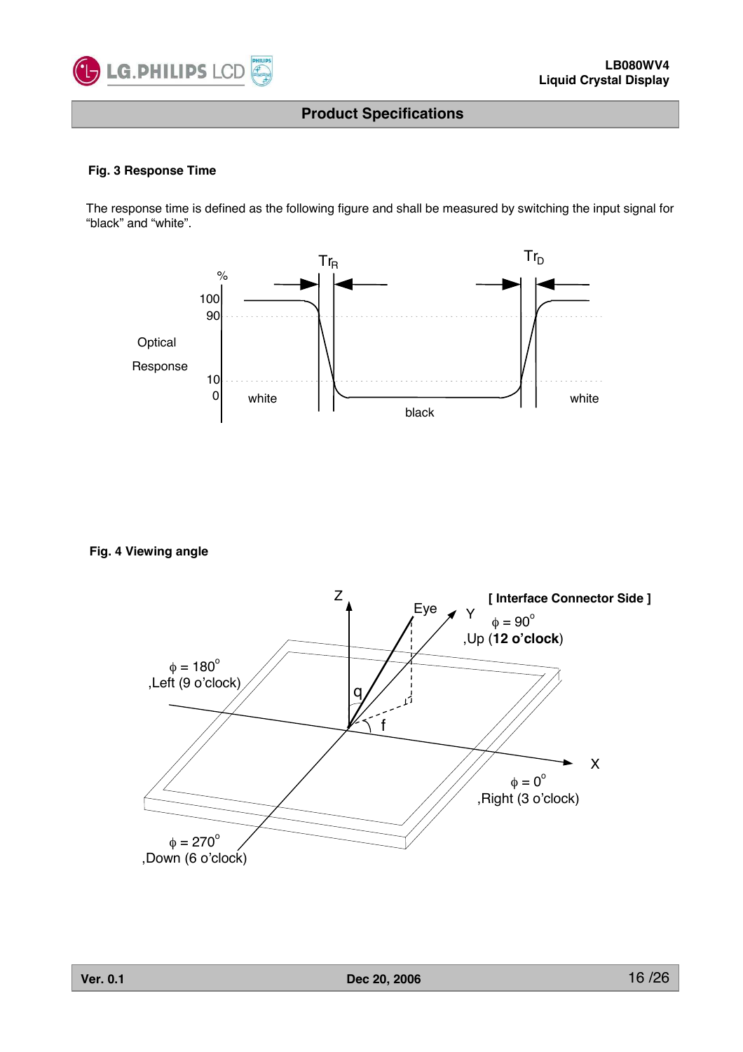## Fig. 3 Response Time

The response time is defined as the following figure and shall be measured by switching the input signal for "black" and "white".

$Tr_R$ $Tr_D$

%

100

90

Optical

Response

10

0

white black white

## Fig. 4 Viewing angle

Z Eye Y **[ Interface Connector Side ]**

$\phi$ = 90°
,Up (**12 o'clock**)

$\phi$ = 180°
,Left (9 o'clock)

q

f

X

$\phi$ = 0°
,Right (3 o'clock)

$\phi$ = 270°
,Down (6 o'clock)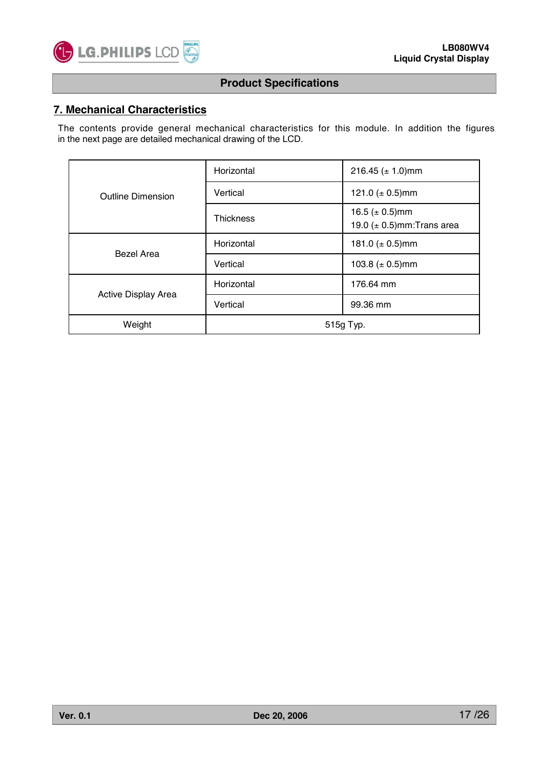## 7. Mechanical Characteristics

The contents provide general mechanical characteristics for this module. In addition the figures in the next page are detailed mechanical drawing of the LCD.

| | | |
|---|---|---|
| Outline Dimension | Horizontal | 216.45 (± 1.0)mm |
| | Vertical | 121.0 (± 0.5)mm |
| | Thickness | 16.5 (± 0.5)mm<br>19.0 (± 0.5)mm:Trans area |
| Bezel Area | Horizontal | 181.0 (± 0.5)mm |
| | Vertical | 103.8 (± 0.5)mm |
| Active Display Area | Horizontal | 176.64 mm |
| | Vertical | 99.36 mm |
| Weight | 515g Typ. | |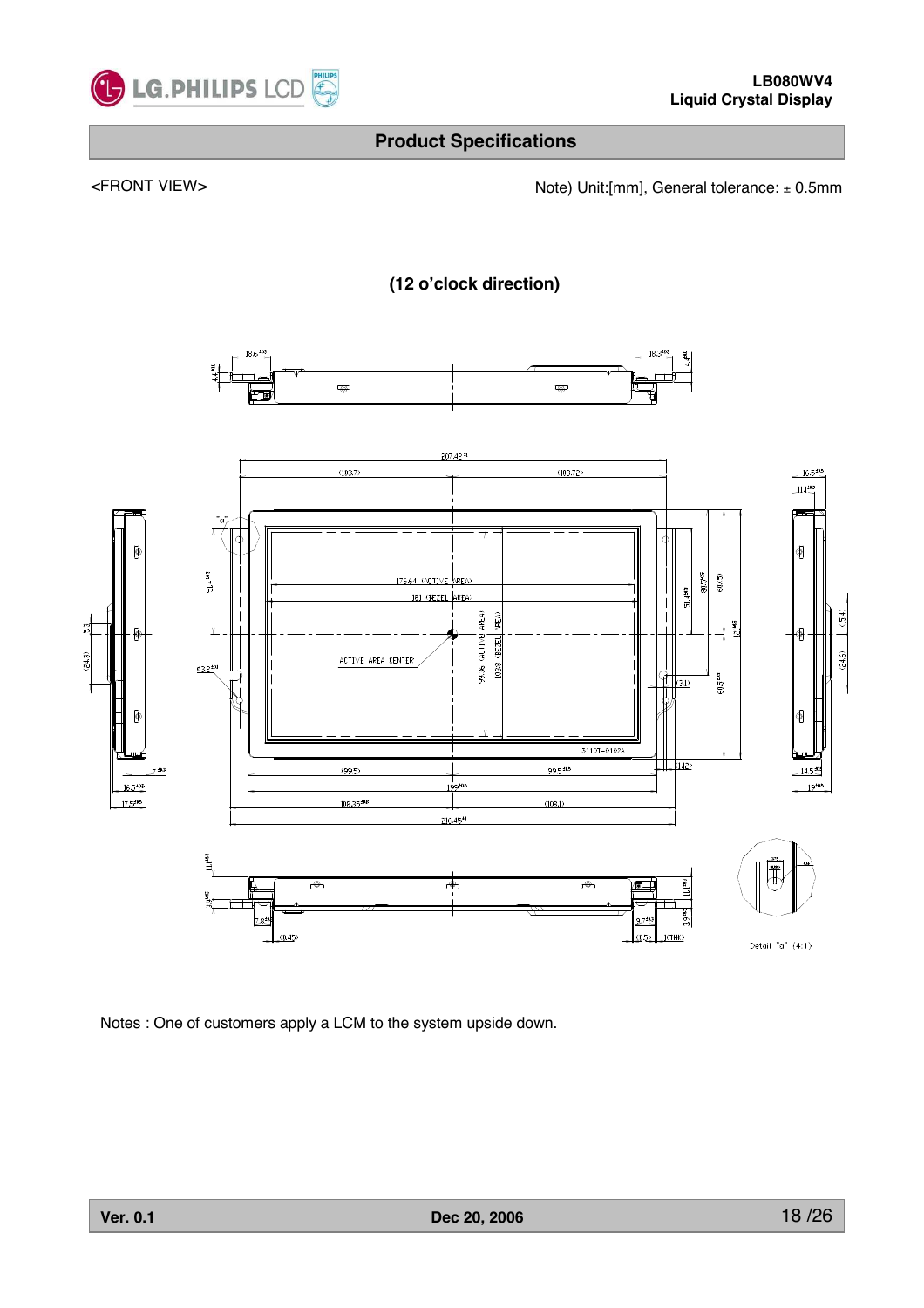## Product Specifications

<FRONT VIEW>

Note) Unit:[mm], General tolerance: ± 0.5mm

**(12 o'clock direction)**

Notes : One of customers apply a LCM to the system upside down.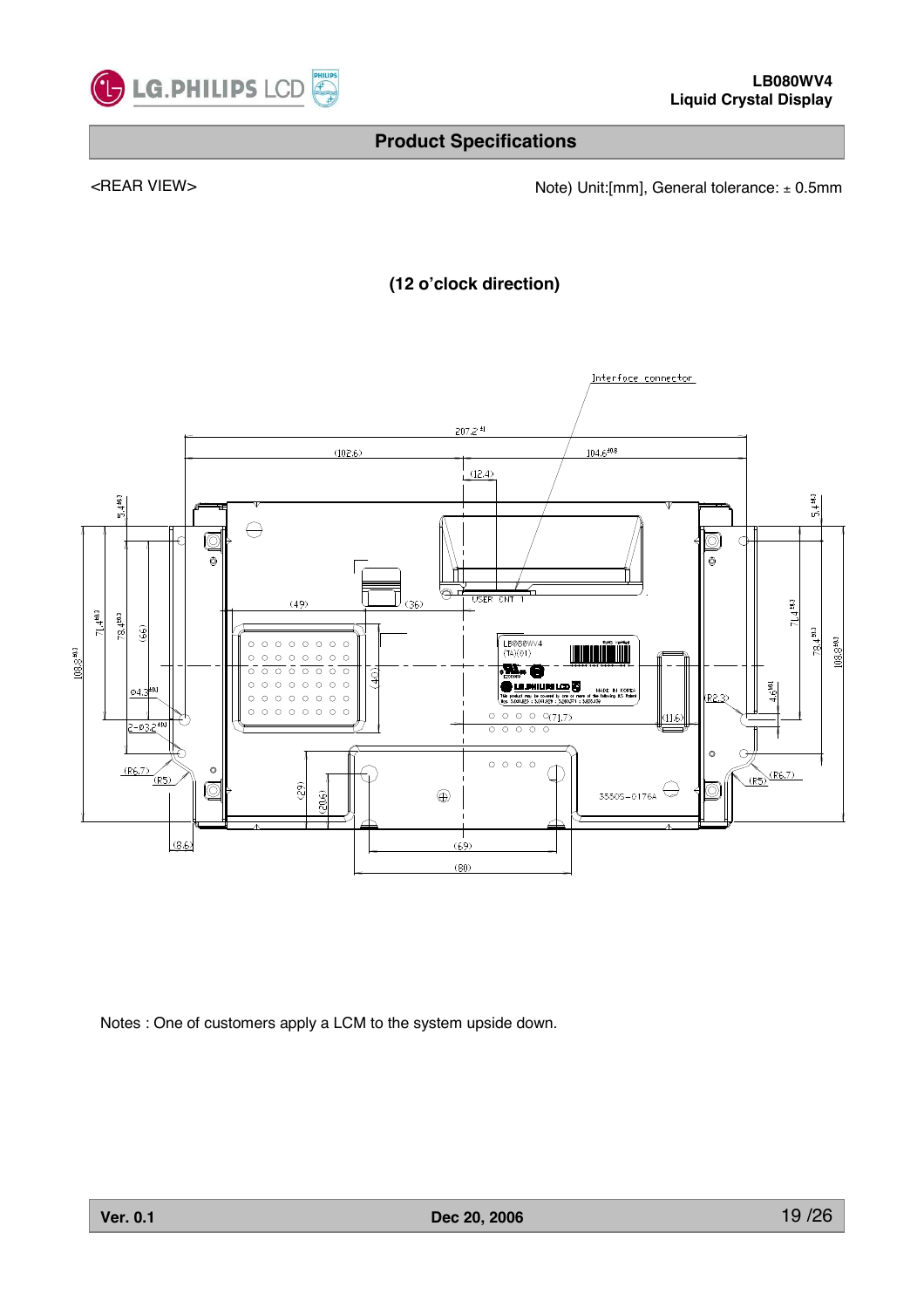## Product Specifications

<REAR VIEW>

Note) Unit:[mm], General tolerance: ± 0.5mm

**(12 o'clock direction)**

Notes : One of customers apply a LCM to the system upside down.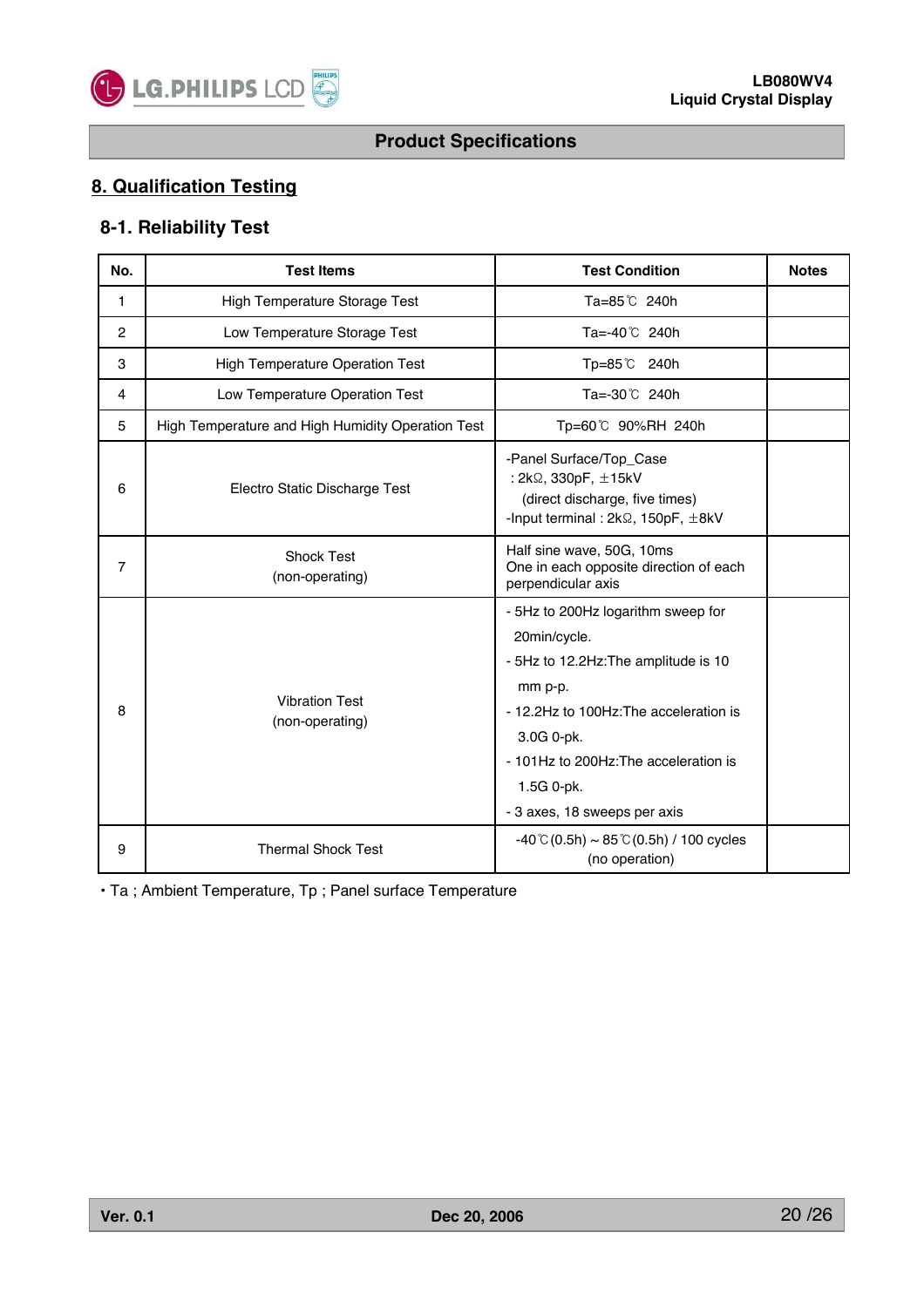## 8. Qualification Testing

### 8-1. Reliability Test

| No. | Test Items | Test Condition | Notes |
|---|---|---|---|
| 1 | High Temperature Storage Test | Ta=85℃ 240h | |
| 2 | Low Temperature Storage Test | Ta=-40℃ 240h | |
| 3 | High Temperature Operation Test | Tp=85℃ 240h | |
| 4 | Low Temperature Operation Test | Ta=-30℃ 240h | |
| 5 | High Temperature and High Humidity Operation Test | Tp=60℃ 90%RH 240h | |
| 6 | Electro Static Discharge Test | -Panel Surface/Top_Case<br>: 2kΩ, 330pF, ±15kV<br>(direct discharge, five times)<br>-Input terminal : 2kΩ, 150pF, ±8kV | |
| 7 | Shock Test<br>(non-operating) | Half sine wave, 50G, 10ms<br>One in each opposite direction of each perpendicular axis | |
| 8 | Vibration Test<br>(non-operating) | - 5Hz to 200Hz logarithm sweep for 20min/cycle.<br>- 5Hz to 12.2Hz:The amplitude is 10 mm p-p.<br>- 12.2Hz to 100Hz:The acceleration is 3.0G 0-pk.<br>- 101Hz to 200Hz:The acceleration is 1.5G 0-pk.<br>- 3 axes, 18 sweeps per axis | |
| 9 | Thermal Shock Test | -40℃(0.5h) ~ 85℃(0.5h) / 100 cycles<br>(no operation) | |

• Ta ; Ambient Temperature, Tp ; Panel surface Temperature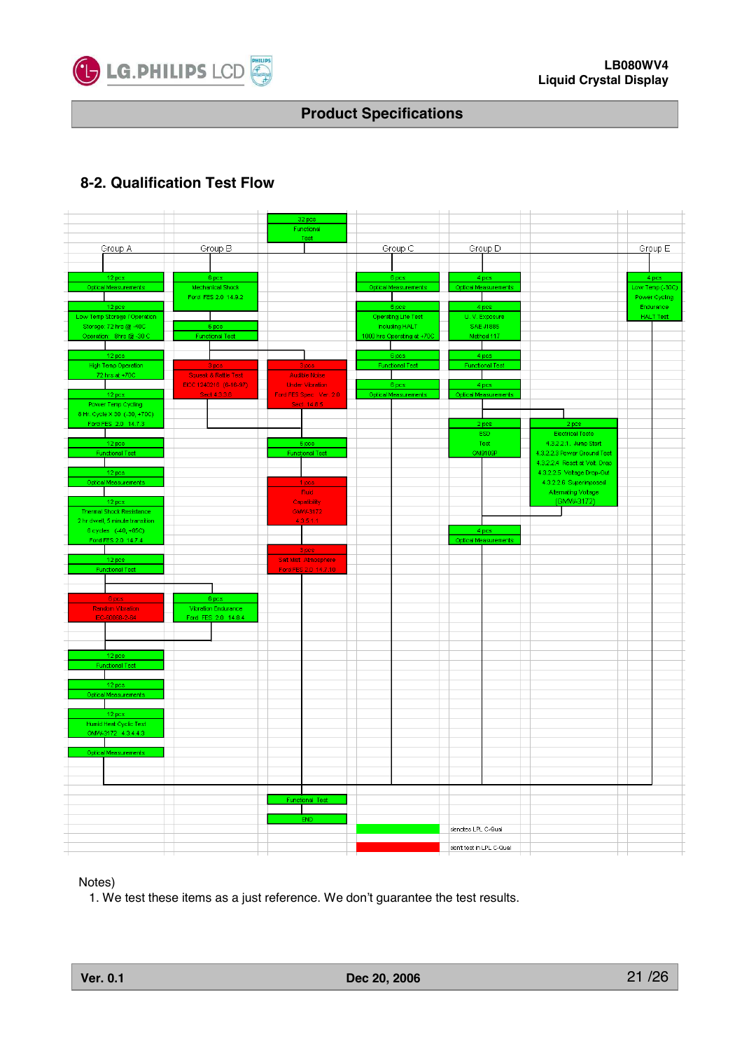## 8-2. Qualification Test Flow

32 pcs Functional Test

**Group A**

- 12 pcs — Optical Measurements
- 12 pcs — Low Temp Storage / Operation; Storage: 72 hrs @ -40C; Operation : 8hrs @ -30 C
- 12 pcs — High Temp Operation; 72 hrs at +70C
- 12 pcs — Power Temp Cycling; 8 Hr. Cycle X 30 (-30, +70C); Ford FES 2.0 14.7.3
- 12 pcs — Functional Test
- 12 pcs — Optical Measurements
- 12 pcs — Thermal Shock Resistance; 2 hr dwell, 5 minute transition; 6 cycles (-40, +85C); Ford FES 2.0 14.7.4
- 12 pcs — Functional Test
- 6 pcs — Random Vibration; IEC 60068-2-64 *(red)*
- 12 pcs — Functional Test
- 12 pcs — Optical Measurements
- 12 pcs — Humid Heat Cyclic Test; GMW-3172 4.3.4.4.3
- Optical Measurements

**Group B**

- 6 pcs — Mechanical Shock; Ford FES 2.0 14.9.2
- 6 pcs — Functional Test
- 3 pcs — Squeak & Rattle Test; EIOC 1240218 (9-18-97); Sect 4.3.2.6 *(red)*
- 3 pcs — Audible Noise; Under Vibration; Ford FES Spec. Ver. 2.0; Sect. 14.8.5 *(red)*
- 6 pcs — Functional Test
- 1 pcs — Fluid Capability; GMW-3172 4.3.5.4.1 *(red)*
- 5 pcs — Salt Mist Atmosphere; Ford FES 2.0 14.7.10 *(red)*
- 6 pcs — Vibration Endurance; Ford FES 2.0 14.8.4

**Group C**

- 6 pcs — Optical Measurements
- 6 pcs — Operating Life Test; including HALT; 1000 hrs Operating at +70C
- 6 pcs — Functional Test
- 6 pcs — Optical Measurements

**Group D**

- 4 pcs — Optical Measurements
- 4 pcs — U. V. Exposure; SAE J1885; Method 117
- 4 pcs — Functional Test
- 4 pcs — Optical Measurements
- 2 pcs — ESD Test; CM0100P
- 2 pcs — Electrical Tests; 4.3.2.2.1. Jump Start; 4.3.2.2.3 Power Ground Test; 4.3.2.2.4 Reset at Volt. Drop; 4.3.2.2.5 Voltage Drop-Out; 4.3.2.2.6 Superimposed Alternating Voltage; (GMW-3172)
- 4 pcs — Optical Measurements

**Group E**

- 4 pcs — Low Temp (-30C) Power Cycling Endurance; HALT Test

Functional Test

END

| Color | Meaning |
|---|---|
| Green | denotes LPL C-Qual |
| Red | don't test in LPL C-Qual |

Notes)

1. We test these items as a just reference. We don't guarantee the test results.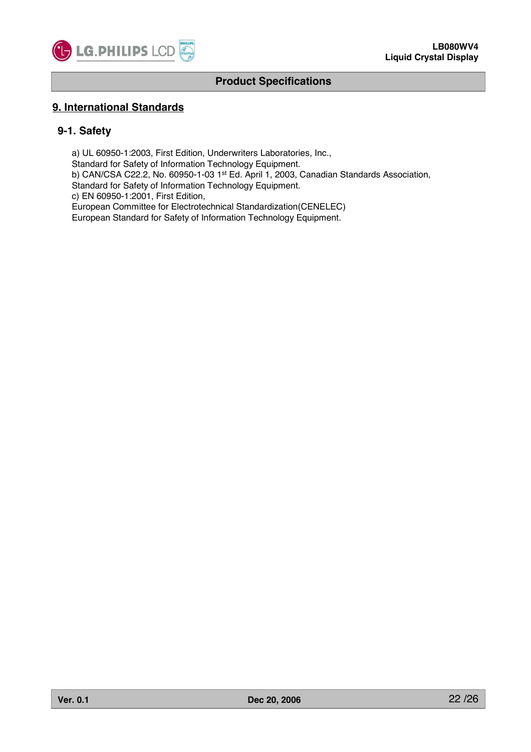## 9. International Standards

### 9-1. Safety

a) UL 60950-1:2003, First Edition, Underwriters Laboratories, Inc.,
Standard for Safety of Information Technology Equipment.
b) CAN/CSA C22.2, No. 60950-1-03 1st Ed. April 1, 2003, Canadian Standards Association,
Standard for Safety of Information Technology Equipment.
c) EN 60950-1:2001, First Edition,
European Committee for Electrotechnical Standardization(CENELEC)
European Standard for Safety of Information Technology Equipment.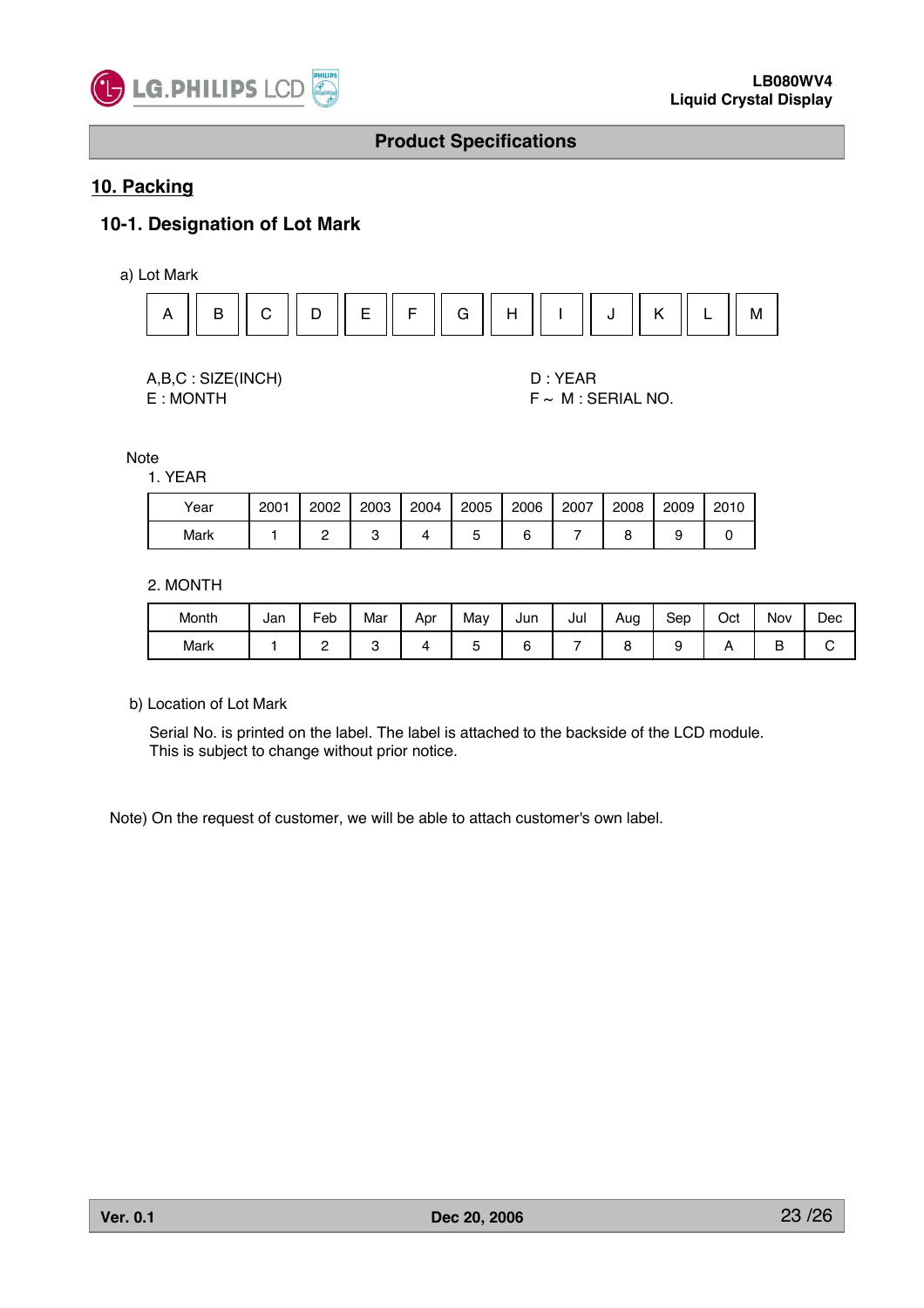## 10. Packing

### 10-1. Designation of Lot Mark

a) Lot Mark

| A | B | C | D | E | F | G | H | I | J | K | L | M |
|---|---|---|---|---|---|---|---|---|---|---|---|---|

A,B,C : SIZE(INCH)
E : MONTH

D : YEAR
F ~ M : SERIAL NO.

Note

1. YEAR

| Year | 2001 | 2002 | 2003 | 2004 | 2005 | 2006 | 2007 | 2008 | 2009 | 2010 |
|---|---|---|---|---|---|---|---|---|---|---|
| Mark | 1 | 2 | 3 | 4 | 5 | 6 | 7 | 8 | 9 | 0 |

2. MONTH

| Month | Jan | Feb | Mar | Apr | May | Jun | Jul | Aug | Sep | Oct | Nov | Dec |
|---|---|---|---|---|---|---|---|---|---|---|---|---|
| Mark | 1 | 2 | 3 | 4 | 5 | 6 | 7 | 8 | 9 | A | B | C |

b) Location of Lot Mark

Serial No. is printed on the label. The label is attached to the backside of the LCD module.
This is subject to change without prior notice.

Note) On the request of customer, we will be able to attach customer's own label.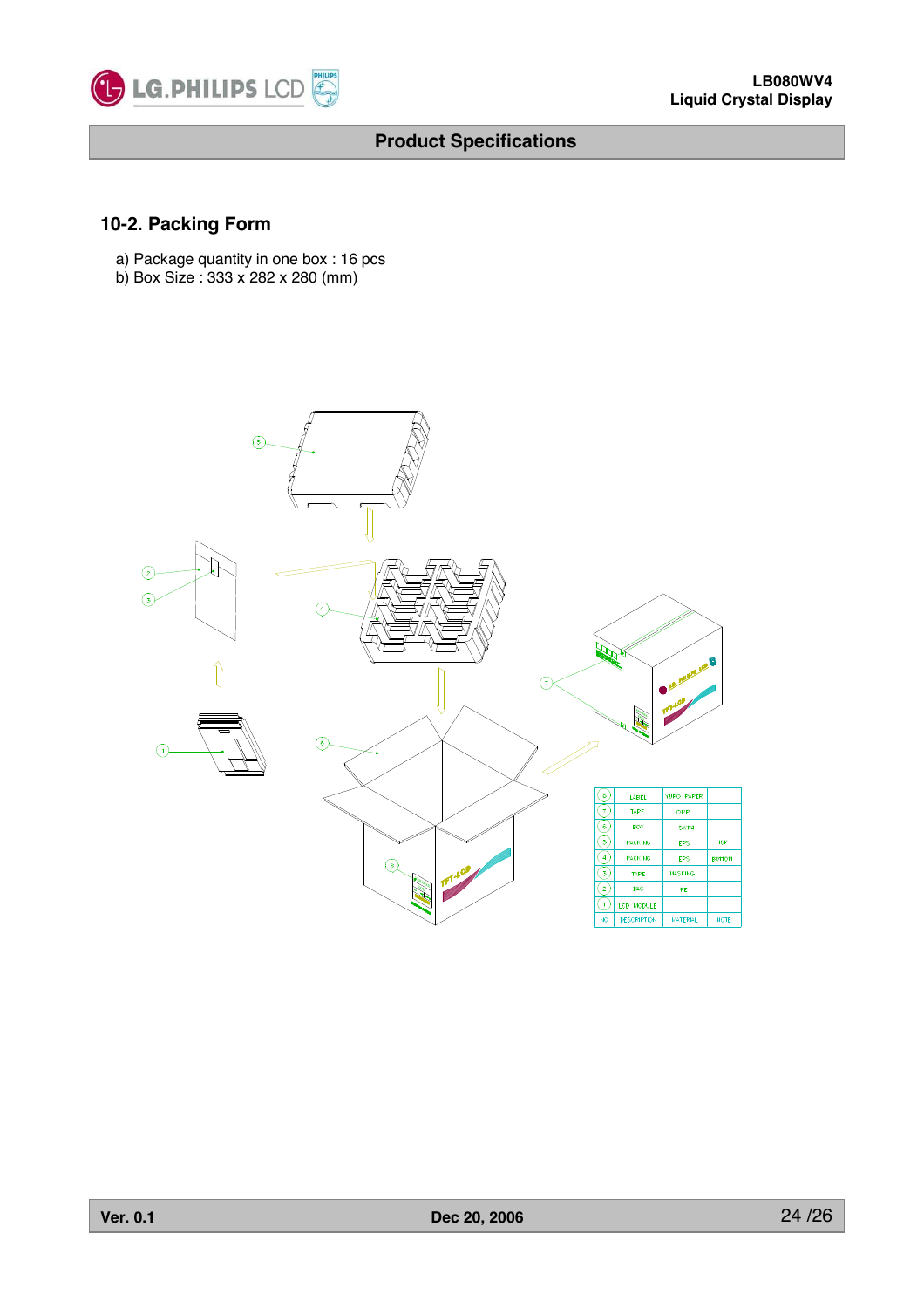## 10-2. Packing Form

a) Package quantity in one box : 16 pcs
b) Box Size : 333 x 282 x 280 (mm)

| NO | DESCRIPTION | MATERIAL | NOTE |
|---|---|---|---|
| 8 | LABEL | YUPO PAPER | |
| 7 | TAPE | OPP | |
| 6 | BOX | SWR4 | |
| 5 | PACKING | EPS | TOP |
| 4 | PACKING | EPS | BOTTOM |
| 3 | TAPE | MASKING | |
| 2 | BAG | PE | |
| 1 | LCD MODULE | | |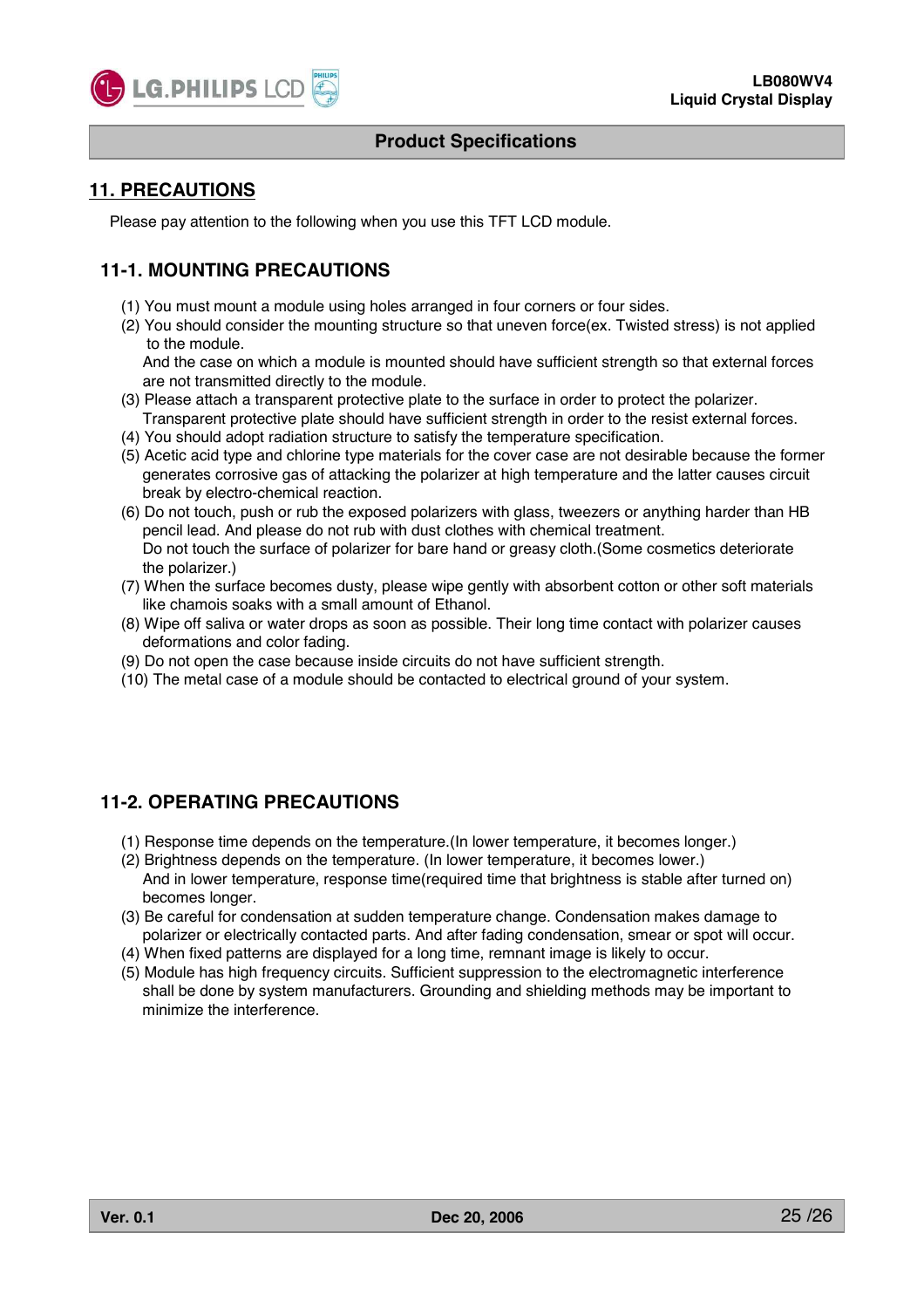## 11. PRECAUTIONS

Please pay attention to the following when you use this TFT LCD module.

### 11-1. MOUNTING PRECAUTIONS

(1) You must mount a module using holes arranged in four corners or four sides.
(2) You should consider the mounting structure so that uneven force(ex. Twisted stress) is not applied to the module.
And the case on which a module is mounted should have sufficient strength so that external forces are not transmitted directly to the module.
(3) Please attach a transparent protective plate to the surface in order to protect the polarizer.
Transparent protective plate should have sufficient strength in order to the resist external forces.
(4) You should adopt radiation structure to satisfy the temperature specification.
(5) Acetic acid type and chlorine type materials for the cover case are not desirable because the former generates corrosive gas of attacking the polarizer at high temperature and the latter causes circuit break by electro-chemical reaction.
(6) Do not touch, push or rub the exposed polarizers with glass, tweezers or anything harder than HB pencil lead. And please do not rub with dust clothes with chemical treatment.
Do not touch the surface of polarizer for bare hand or greasy cloth.(Some cosmetics deteriorate the polarizer.)
(7) When the surface becomes dusty, please wipe gently with absorbent cotton or other soft materials like chamois soaks with a small amount of Ethanol.
(8) Wipe off saliva or water drops as soon as possible. Their long time contact with polarizer causes deformations and color fading.
(9) Do not open the case because inside circuits do not have sufficient strength.
(10) The metal case of a module should be contacted to electrical ground of your system.

### 11-2. OPERATING PRECAUTIONS

(1) Response time depends on the temperature.(In lower temperature, it becomes longer.)
(2) Brightness depends on the temperature. (In lower temperature, it becomes lower.)
And in lower temperature, response time(required time that brightness is stable after turned on) becomes longer.
(3) Be careful for condensation at sudden temperature change. Condensation makes damage to polarizer or electrically contacted parts. And after fading condensation, smear or spot will occur.
(4) When fixed patterns are displayed for a long time, remnant image is likely to occur.
(5) Module has high frequency circuits. Sufficient suppression to the electromagnetic interference shall be done by system manufacturers. Grounding and shielding methods may be important to minimize the interference.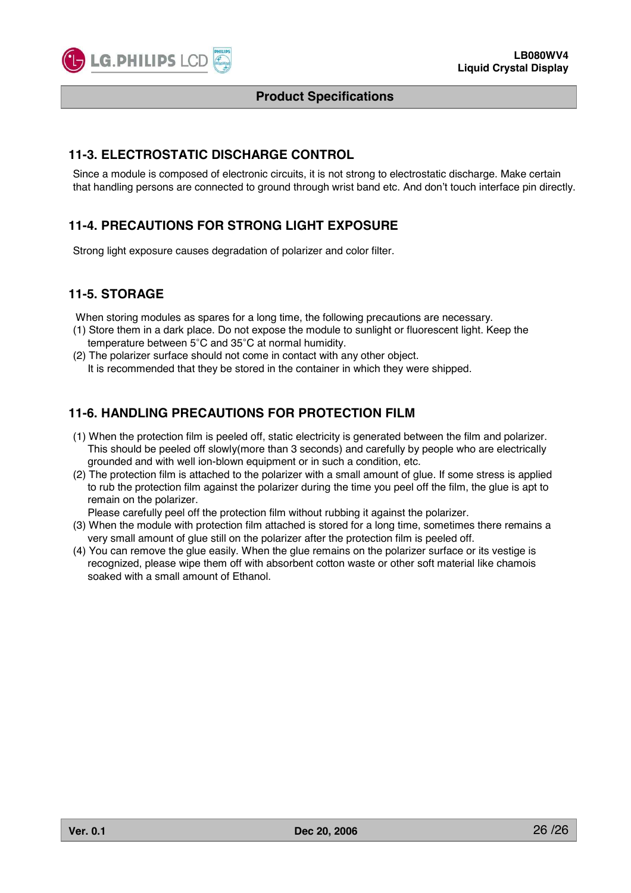## 11-3. ELECTROSTATIC DISCHARGE CONTROL

Since a module is composed of electronic circuits, it is not strong to electrostatic discharge. Make certain that handling persons are connected to ground through wrist band etc. And don't touch interface pin directly.

## 11-4. PRECAUTIONS FOR STRONG LIGHT EXPOSURE

Strong light exposure causes degradation of polarizer and color filter.

## 11-5. STORAGE

When storing modules as spares for a long time, the following precautions are necessary.

(1) Store them in a dark place. Do not expose the module to sunlight or fluorescent light. Keep the temperature between 5°C and 35°C at normal humidity.

(2) The polarizer surface should not come in contact with any other object.
It is recommended that they be stored in the container in which they were shipped.

## 11-6. HANDLING PRECAUTIONS FOR PROTECTION FILM

(1) When the protection film is peeled off, static electricity is generated between the film and polarizer. This should be peeled off slowly(more than 3 seconds) and carefully by people who are electrically grounded and with well ion-blown equipment or in such a condition, etc.

(2) The protection film is attached to the polarizer with a small amount of glue. If some stress is applied to rub the protection film against the polarizer during the time you peel off the film, the glue is apt to remain on the polarizer.
Please carefully peel off the protection film without rubbing it against the polarizer.

(3) When the module with protection film attached is stored for a long time, sometimes there remains a very small amount of glue still on the polarizer after the protection film is peeled off.

(4) You can remove the glue easily. When the glue remains on the polarizer surface or its vestige is recognized, please wipe them off with absorbent cotton waste or other soft material like chamois soaked with a small amount of Ethanol.